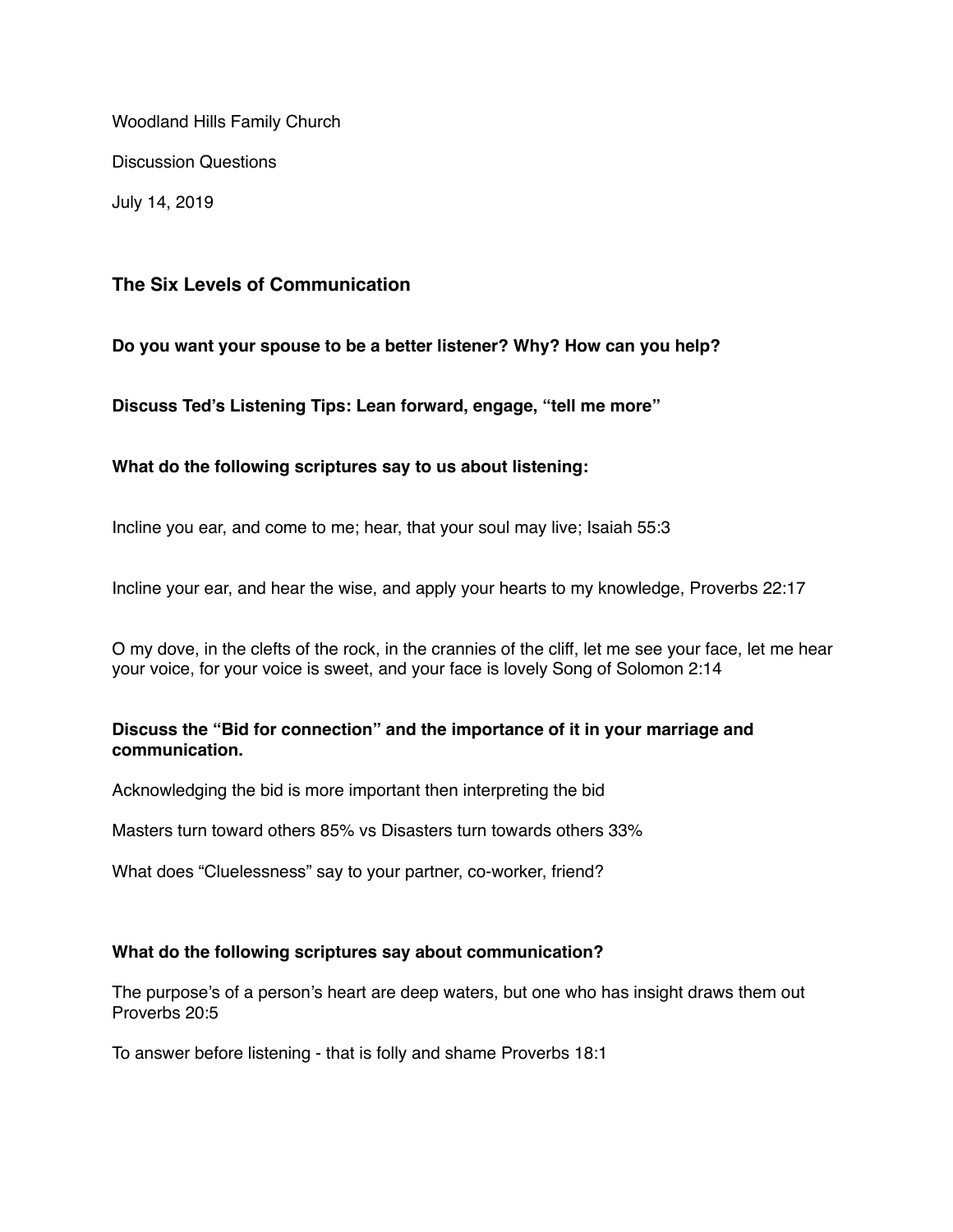Woodland Hills Family Church

Discussion Questions

July 14, 2019

## The Six Levels of Communication

**Do you want your spouse to be a better listener? Why? How can you help?**

**Discuss Ted's Listening Tips: Lean forward, engage, "tell me more"**

**What do the following scriptures say to us about listening:**

Incline you ear, and come to me; hear, that your soul may live; Isaiah 55:3

Incline your ear, and hear the wise, and apply your hearts to my knowledge, Proverbs 22:17

O my dove, in the clefts of the rock, in the crannies of the cliff, let me see your face, let me hear your voice, for your voice is sweet, and your face is lovely Song of Solomon 2:14

**Discuss the "Bid for connection" and the importance of it in your marriage and communication.**

Acknowledging the bid is more important then interpreting the bid

Masters turn toward others 85% vs Disasters turn towards others 33%

What does "Cluelessness" say to your partner, co-worker, friend?

**What do the following scriptures say about communication?**

The purpose's of a person's heart are deep waters, but one who has insight draws them out Proverbs 20:5

To answer before listening - that is folly and shame Proverbs 18:1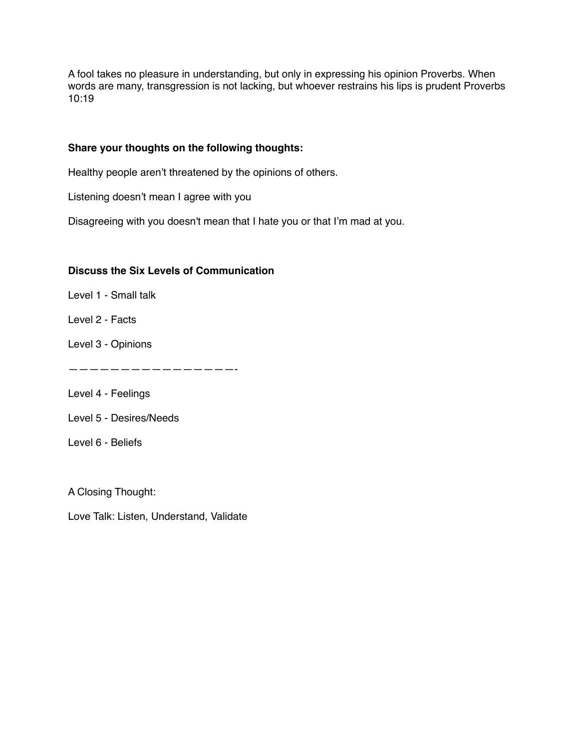A fool takes no pleasure in understanding, but only in expressing his opinion Proverbs. When words are many, transgression is not lacking, but whoever restrains his lips is prudent Proverbs 10:19

**Share your thoughts on the following thoughts:**

Healthy people aren't threatened by the opinions of others.

Listening doesn't mean I agree with you

Disagreeing with you doesn't mean that I hate you or that I'm mad at you.

**Discuss the Six Levels of Communication**

Level 1 - Small talk

Level 2 - Facts

Level 3 - Opinions

—————————————————-

Level 4 - Feelings

Level 5 - Desires/Needs

Level 6 - Beliefs

A Closing Thought:

Love Talk: Listen, Understand, Validate